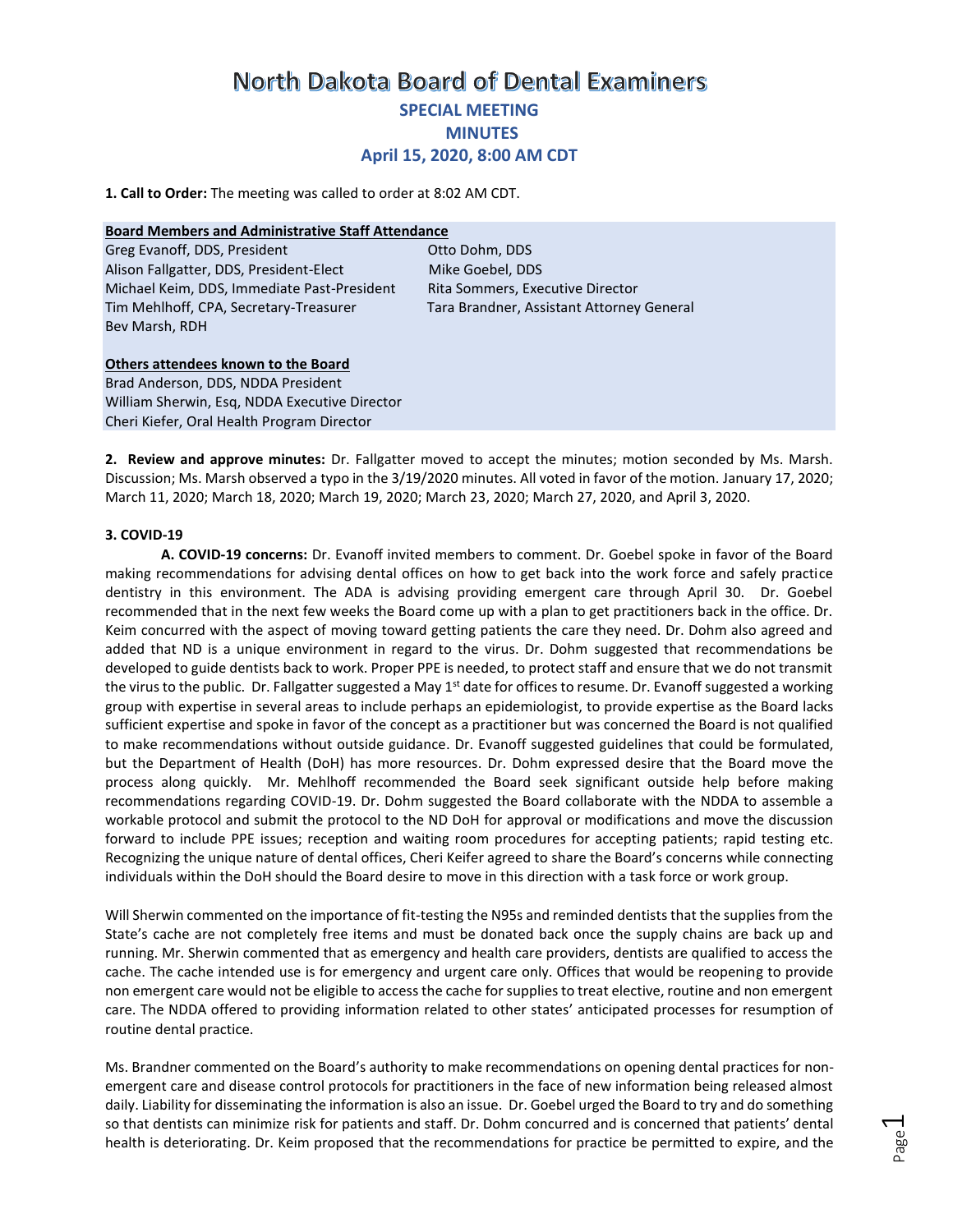# North Dakota Board of Dental Examiners

## SPECIAL MEETING

## MINUTES

## April 15, 2020, 8:00 AM CDT

**1. Call to Order:** The meeting was called to order at 8:02 AM CDT.

**Board Members and Administrative Staff Attendance**

Greg Evanoff, DDS, President
Alison Fallgatter, DDS, President-Elect
Michael Keim, DDS, Immediate Past-President
Tim Mehlhoff, CPA, Secretary-Treasurer
Bev Marsh, RDH
Otto Dohm, DDS
Mike Goebel, DDS
Rita Sommers, Executive Director
Tara Brandner, Assistant Attorney General

**Others attendees known to the Board**

Brad Anderson, DDS, NDDA President
William Sherwin, Esq, NDDA Executive Director
Cheri Kiefer, Oral Health Program Director

**2. Review and approve minutes:** Dr. Fallgatter moved to accept the minutes; motion seconded by Ms. Marsh. Discussion; Ms. Marsh observed a typo in the 3/19/2020 minutes. All voted in favor of the motion. January 17, 2020; March 11, 2020; March 18, 2020; March 19, 2020; March 23, 2020; March 27, 2020, and April 3, 2020.

**3. COVID-19**

**A. COVID-19 concerns:** Dr. Evanoff invited members to comment. Dr. Goebel spoke in favor of the Board making recommendations for advising dental offices on how to get back into the work force and safely practice dentistry in this environment. The ADA is advising providing emergent care through April 30. Dr. Goebel recommended that in the next few weeks the Board come up with a plan to get practitioners back in the office. Dr. Keim concurred with the aspect of moving toward getting patients the care they need. Dr. Dohm also agreed and added that ND is a unique environment in regard to the virus. Dr. Dohm suggested that recommendations be developed to guide dentists back to work. Proper PPE is needed, to protect staff and ensure that we do not transmit the virus to the public. Dr. Fallgatter suggested a May 1st date for offices to resume. Dr. Evanoff suggested a working group with expertise in several areas to include perhaps an epidemiologist, to provide expertise as the Board lacks sufficient expertise and spoke in favor of the concept as a practitioner but was concerned the Board is not qualified to make recommendations without outside guidance. Dr. Evanoff suggested guidelines that could be formulated, but the Department of Health (DoH) has more resources. Dr. Dohm expressed desire that the Board move the process along quickly. Mr. Mehlhoff recommended the Board seek significant outside help before making recommendations regarding COVID-19. Dr. Dohm suggested the Board collaborate with the NDDA to assemble a workable protocol and submit the protocol to the ND DoH for approval or modifications and move the discussion forward to include PPE issues; reception and waiting room procedures for accepting patients; rapid testing etc. Recognizing the unique nature of dental offices, Cheri Keifer agreed to share the Board's concerns while connecting individuals within the DoH should the Board desire to move in this direction with a task force or work group.

Will Sherwin commented on the importance of fit-testing the N95s and reminded dentists that the supplies from the State's cache are not completely free items and must be donated back once the supply chains are back up and running. Mr. Sherwin commented that as emergency and health care providers, dentists are qualified to access the cache. The cache intended use is for emergency and urgent care only. Offices that would be reopening to provide non emergent care would not be eligible to access the cache for supplies to treat elective, routine and non emergent care. The NDDA offered to providing information related to other states' anticipated processes for resumption of routine dental practice.

Ms. Brandner commented on the Board's authority to make recommendations on opening dental practices for non-emergent care and disease control protocols for practitioners in the face of new information being released almost daily. Liability for disseminating the information is also an issue. Dr. Goebel urged the Board to try and do something so that dentists can minimize risk for patients and staff. Dr. Dohm concurred and is concerned that patients' dental health is deteriorating. Dr. Keim proposed that the recommendations for practice be permitted to expire, and the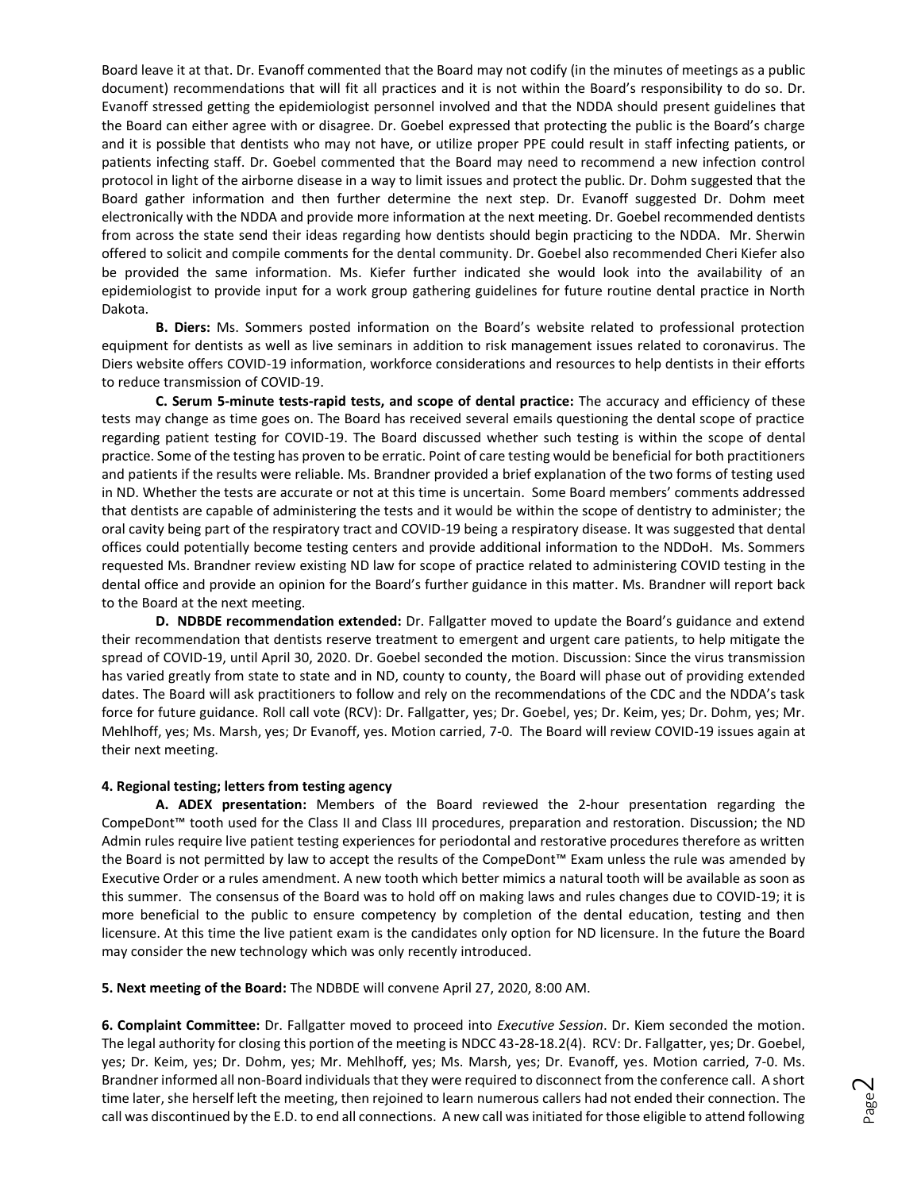Board leave it at that. Dr. Evanoff commented that the Board may not codify (in the minutes of meetings as a public document) recommendations that will fit all practices and it is not within the Board's responsibility to do so. Dr. Evanoff stressed getting the epidemiologist personnel involved and that the NDDA should present guidelines that the Board can either agree with or disagree. Dr. Goebel expressed that protecting the public is the Board's charge and it is possible that dentists who may not have, or utilize proper PPE could result in staff infecting patients, or patients infecting staff. Dr. Goebel commented that the Board may need to recommend a new infection control protocol in light of the airborne disease in a way to limit issues and protect the public. Dr. Dohm suggested that the Board gather information and then further determine the next step. Dr. Evanoff suggested Dr. Dohm meet electronically with the NDDA and provide more information at the next meeting. Dr. Goebel recommended dentists from across the state send their ideas regarding how dentists should begin practicing to the NDDA. Mr. Sherwin offered to solicit and compile comments for the dental community. Dr. Goebel also recommended Cheri Kiefer also be provided the same information. Ms. Kiefer further indicated she would look into the availability of an epidemiologist to provide input for a work group gathering guidelines for future routine dental practice in North Dakota.

**B. Diers:** Ms. Sommers posted information on the Board's website related to professional protection equipment for dentists as well as live seminars in addition to risk management issues related to coronavirus. The Diers website offers COVID-19 information, workforce considerations and resources to help dentists in their efforts to reduce transmission of COVID-19.

**C. Serum 5-minute tests-rapid tests, and scope of dental practice:** The accuracy and efficiency of these tests may change as time goes on. The Board has received several emails questioning the dental scope of practice regarding patient testing for COVID-19. The Board discussed whether such testing is within the scope of dental practice. Some of the testing has proven to be erratic. Point of care testing would be beneficial for both practitioners and patients if the results were reliable. Ms. Brandner provided a brief explanation of the two forms of testing used in ND. Whether the tests are accurate or not at this time is uncertain. Some Board members' comments addressed that dentists are capable of administering the tests and it would be within the scope of dentistry to administer; the oral cavity being part of the respiratory tract and COVID-19 being a respiratory disease. It was suggested that dental offices could potentially become testing centers and provide additional information to the NDDoH. Ms. Sommers requested Ms. Brandner review existing ND law for scope of practice related to administering COVID testing in the dental office and provide an opinion for the Board's further guidance in this matter. Ms. Brandner will report back to the Board at the next meeting.

**D. NDBDE recommendation extended:** Dr. Fallgatter moved to update the Board's guidance and extend their recommendation that dentists reserve treatment to emergent and urgent care patients, to help mitigate the spread of COVID-19, until April 30, 2020. Dr. Goebel seconded the motion. Discussion: Since the virus transmission has varied greatly from state to state and in ND, county to county, the Board will phase out of providing extended dates. The Board will ask practitioners to follow and rely on the recommendations of the CDC and the NDDA's task force for future guidance. Roll call vote (RCV): Dr. Fallgatter, yes; Dr. Goebel, yes; Dr. Keim, yes; Dr. Dohm, yes; Mr. Mehlhoff, yes; Ms. Marsh, yes; Dr Evanoff, yes. Motion carried, 7-0. The Board will review COVID-19 issues again at their next meeting.

**4. Regional testing; letters from testing agency**

**A. ADEX presentation:** Members of the Board reviewed the 2-hour presentation regarding the CompeDont™ tooth used for the Class II and Class III procedures, preparation and restoration. Discussion; the ND Admin rules require live patient testing experiences for periodontal and restorative procedures therefore as written the Board is not permitted by law to accept the results of the CompeDont™ Exam unless the rule was amended by Executive Order or a rules amendment. A new tooth which better mimics a natural tooth will be available as soon as this summer. The consensus of the Board was to hold off on making laws and rules changes due to COVID-19; it is more beneficial to the public to ensure competency by completion of the dental education, testing and then licensure. At this time the live patient exam is the candidates only option for ND licensure. In the future the Board may consider the new technology which was only recently introduced.

**5. Next meeting of the Board:** The NDBDE will convene April 27, 2020, 8:00 AM.

**6. Complaint Committee:** Dr. Fallgatter moved to proceed into *Executive Session*. Dr. Kiem seconded the motion. The legal authority for closing this portion of the meeting is NDCC 43-28-18.2(4). RCV: Dr. Fallgatter, yes; Dr. Goebel, yes; Dr. Keim, yes; Dr. Dohm, yes; Mr. Mehlhoff, yes; Ms. Marsh, yes; Dr. Evanoff, yes. Motion carried, 7-0. Ms. Brandner informed all non-Board individuals that they were required to disconnect from the conference call. A short time later, she herself left the meeting, then rejoined to learn numerous callers had not ended their connection. The call was discontinued by the E.D. to end all connections. A new call was initiated for those eligible to attend following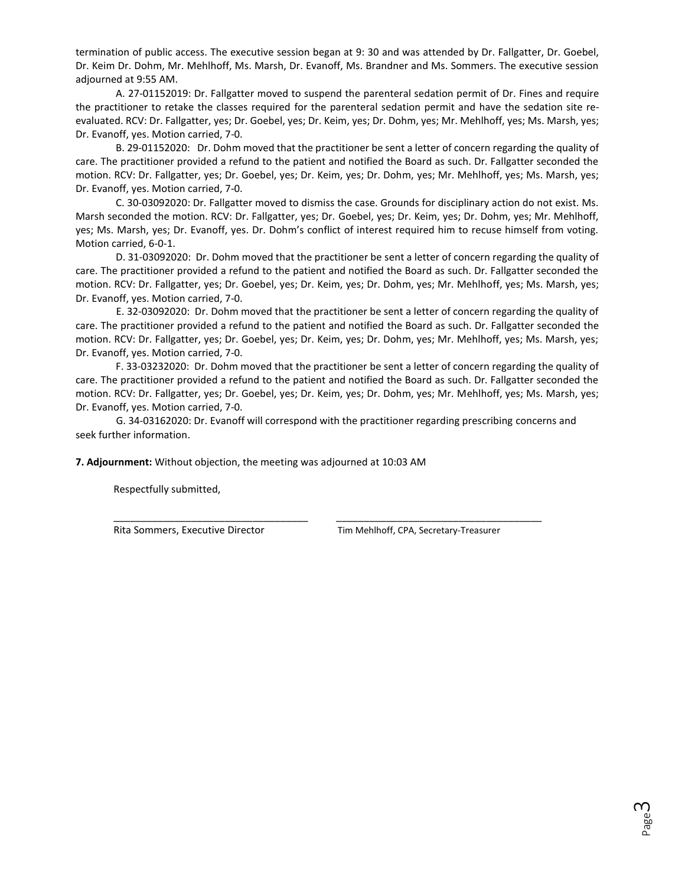termination of public access. The executive session began at 9: 30 and was attended by Dr. Fallgatter, Dr. Goebel, Dr. Keim Dr. Dohm, Mr. Mehlhoff, Ms. Marsh, Dr. Evanoff, Ms. Brandner and Ms. Sommers. The executive session adjourned at 9:55 AM.

A. 27-01152019: Dr. Fallgatter moved to suspend the parenteral sedation permit of Dr. Fines and require the practitioner to retake the classes required for the parenteral sedation permit and have the sedation site re-evaluated. RCV: Dr. Fallgatter, yes; Dr. Goebel, yes; Dr. Keim, yes; Dr. Dohm, yes; Mr. Mehlhoff, yes; Ms. Marsh, yes; Dr. Evanoff, yes. Motion carried, 7-0.

B. 29-01152020: Dr. Dohm moved that the practitioner be sent a letter of concern regarding the quality of care. The practitioner provided a refund to the patient and notified the Board as such. Dr. Fallgatter seconded the motion. RCV: Dr. Fallgatter, yes; Dr. Goebel, yes; Dr. Keim, yes; Dr. Dohm, yes; Mr. Mehlhoff, yes; Ms. Marsh, yes; Dr. Evanoff, yes. Motion carried, 7-0.

C. 30-03092020: Dr. Fallgatter moved to dismiss the case. Grounds for disciplinary action do not exist. Ms. Marsh seconded the motion. RCV: Dr. Fallgatter, yes; Dr. Goebel, yes; Dr. Keim, yes; Dr. Dohm, yes; Mr. Mehlhoff, yes; Ms. Marsh, yes; Dr. Evanoff, yes. Dr. Dohm's conflict of interest required him to recuse himself from voting. Motion carried, 6-0-1.

D. 31-03092020: Dr. Dohm moved that the practitioner be sent a letter of concern regarding the quality of care. The practitioner provided a refund to the patient and notified the Board as such. Dr. Fallgatter seconded the motion. RCV: Dr. Fallgatter, yes; Dr. Goebel, yes; Dr. Keim, yes; Dr. Dohm, yes; Mr. Mehlhoff, yes; Ms. Marsh, yes; Dr. Evanoff, yes. Motion carried, 7-0.

E. 32-03092020: Dr. Dohm moved that the practitioner be sent a letter of concern regarding the quality of care. The practitioner provided a refund to the patient and notified the Board as such. Dr. Fallgatter seconded the motion. RCV: Dr. Fallgatter, yes; Dr. Goebel, yes; Dr. Keim, yes; Dr. Dohm, yes; Mr. Mehlhoff, yes; Ms. Marsh, yes; Dr. Evanoff, yes. Motion carried, 7-0.

F. 33-03232020: Dr. Dohm moved that the practitioner be sent a letter of concern regarding the quality of care. The practitioner provided a refund to the patient and notified the Board as such. Dr. Fallgatter seconded the motion. RCV: Dr. Fallgatter, yes; Dr. Goebel, yes; Dr. Keim, yes; Dr. Dohm, yes; Mr. Mehlhoff, yes; Ms. Marsh, yes; Dr. Evanoff, yes. Motion carried, 7-0.

G. 34-03162020: Dr. Evanoff will correspond with the practitioner regarding prescribing concerns and seek further information.

**7. Adjournment:** Without objection, the meeting was adjourned at 10:03 AM

Respectfully submitted,

\_\_\_\_\_\_\_\_\_\_\_\_\_\_\_\_\_\_\_\_\_\_\_\_\_\_\_\_\_\_\_\_\_\_\_\_ \_\_\_\_\_\_\_\_\_\_\_\_\_\_\_\_\_\_\_\_\_\_\_\_\_\_\_\_\_\_\_\_\_\_\_\_

Rita Sommers, Executive Director Tim Mehlhoff, CPA, Secretary-Treasurer